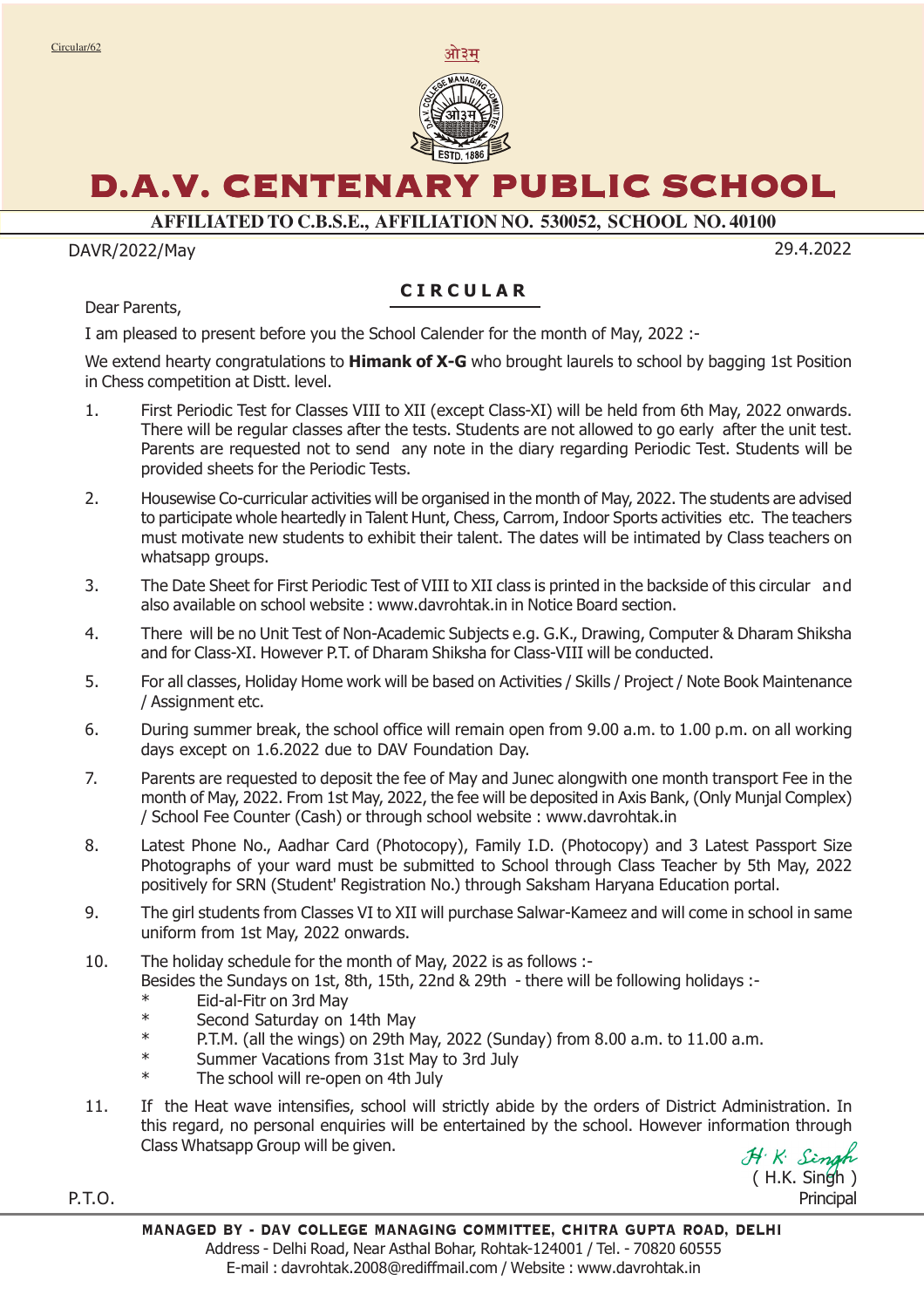Circular/62

ओ३म्

# D.A.V. CENTENARY PUBLIC SCHOOL

**AFFILIATED TO C.B.S.E., AFFILIATION NO. 530052, SCHOOL NO. 40100**

DAVR/2022/May 29.4.2022

## CIRCULAR

Dear Parents,

I am pleased to present before you the School Calender for the month of May, 2022 :-

We extend hearty congratulations to **Himank of X-G** who brought laurels to school by bagging 1st Position in Chess competition at Distt. level.

1. First Periodic Test for Classes VIII to XII (except Class-XI) will be held from 6th May, 2022 onwards. There will be regular classes after the tests. Students are not allowed to go early after the unit test. Parents are requested not to send any note in the diary regarding Periodic Test. Students will be provided sheets for the Periodic Tests.
2. Housewise Co-curricular activities will be organised in the month of May, 2022. The students are advised to participate whole heartedly in Talent Hunt, Chess, Carrom, Indoor Sports activities etc. The teachers must motivate new students to exhibit their talent. The dates will be intimated by Class teachers on whatsapp groups.
3. The Date Sheet for First Periodic Test of VIII to XII class is printed in the backside of this circular and also available on school website : www.davrohtak.in in Notice Board section.
4. There will be no Unit Test of Non-Academic Subjects e.g. G.K., Drawing, Computer & Dharam Shiksha and for Class-XI. However P.T. of Dharam Shiksha for Class-VIII will be conducted.
5. For all classes, Holiday Home work will be based on Activities / Skills / Project / Note Book Maintenance / Assignment etc.
6. During summer break, the school office will remain open from 9.00 a.m. to 1.00 p.m. on all working days except on 1.6.2022 due to DAV Foundation Day.
7. Parents are requested to deposit the fee of May and Junec alongwith one month transport Fee in the month of May, 2022. From 1st May, 2022, the fee will be deposited in Axis Bank, (Only Munjal Complex) / School Fee Counter (Cash) or through school website : www.davrohtak.in
8. Latest Phone No., Aadhar Card (Photocopy), Family I.D. (Photocopy) and 3 Latest Passport Size Photographs of your ward must be submitted to School through Class Teacher by 5th May, 2022 positively for SRN (Student' Registration No.) through Saksham Haryana Education portal.
9. The girl students from Classes VI to XII will purchase Salwar-Kameez and will come in school in same uniform from 1st May, 2022 onwards.
10. The holiday schedule for the month of May, 2022 is as follows :-
    Besides the Sundays on 1st, 8th, 15th, 22nd & 29th - there will be following holidays :-
    * Eid-al-Fitr on 3rd May
    * Second Saturday on 14th May
    * P.T.M. (all the wings) on 29th May, 2022 (Sunday) from 8.00 a.m. to 11.00 a.m.
    * Summer Vacations from 31st May to 3rd July
    * The school will re-open on 4th July
11. If the Heat wave intensifies, school will strictly abide by the orders of District Administration. In this regard, no personal enquiries will be entertained by the school. However information through Class Whatsapp Group will be given.

H. K. Singh
( H.K. Singh )
Principal

P.T.O.

**MANAGED BY - DAV COLLEGE MANAGING COMMITTEE, CHITRA GUPTA ROAD, DELHI**
Address - Delhi Road, Near Asthal Bohar, Rohtak-124001 / Tel. - 70820 60555
E-mail : davrohtak.2008@rediffmail.com / Website : www.davrohtak.in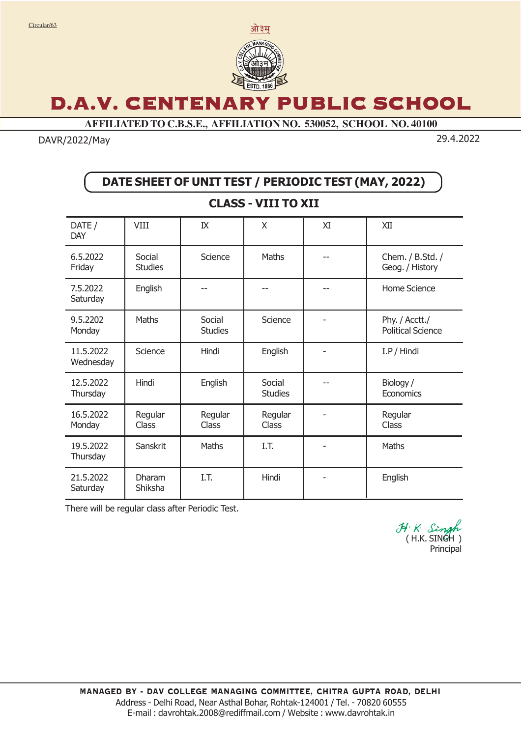Circular/63

ओ३म्

# D.A.V. CENTENARY PUBLIC SCHOOL

**AFFILIATED TO C.B.S.E., AFFILIATION NO. 530052, SCHOOL NO. 40100**

DAVR/2022/May

29.4.2022

## DATE SHEET OF UNIT TEST / PERIODIC TEST (MAY, 2022)

### CLASS - VIII TO XII

| DATE / DAY | VIII | IX | X | XI | XII |
|---|---|---|---|---|---|
| 6.5.2022 Friday | Social Studies | Science | Maths | -- | Chem. / B.Std. / Geog. / History |
| 7.5.2022 Saturday | English | -- | -- | -- | Home Science |
| 9.5.2202 Monday | Maths | Social Studies | Science | - | Phy. / Acctt./ Political Science |
| 11.5.2022 Wednesday | Science | Hindi | English | - | I.P / Hindi |
| 12.5.2022 Thursday | Hindi | English | Social Studies | -- | Biology / Economics |
| 16.5.2022 Monday | Regular Class | Regular Class | Regular Class | - | Regular Class |
| 19.5.2022 Thursday | Sanskrit | Maths | I.T. | - | Maths |
| 21.5.2022 Saturday | Dharam Shiksha | I.T. | Hindi | - | English |

There will be regular class after Periodic Test.

H. K. Singh
( H.K. SINGH )
Principal

**MANAGED BY - DAV COLLEGE MANAGING COMMITTEE, CHITRA GUPTA ROAD, DELHI**
Address - Delhi Road, Near Asthal Bohar, Rohtak-124001 / Tel. - 70820 60555
E-mail : davrohtak.2008@rediffmail.com / Website : www.davrohtak.in